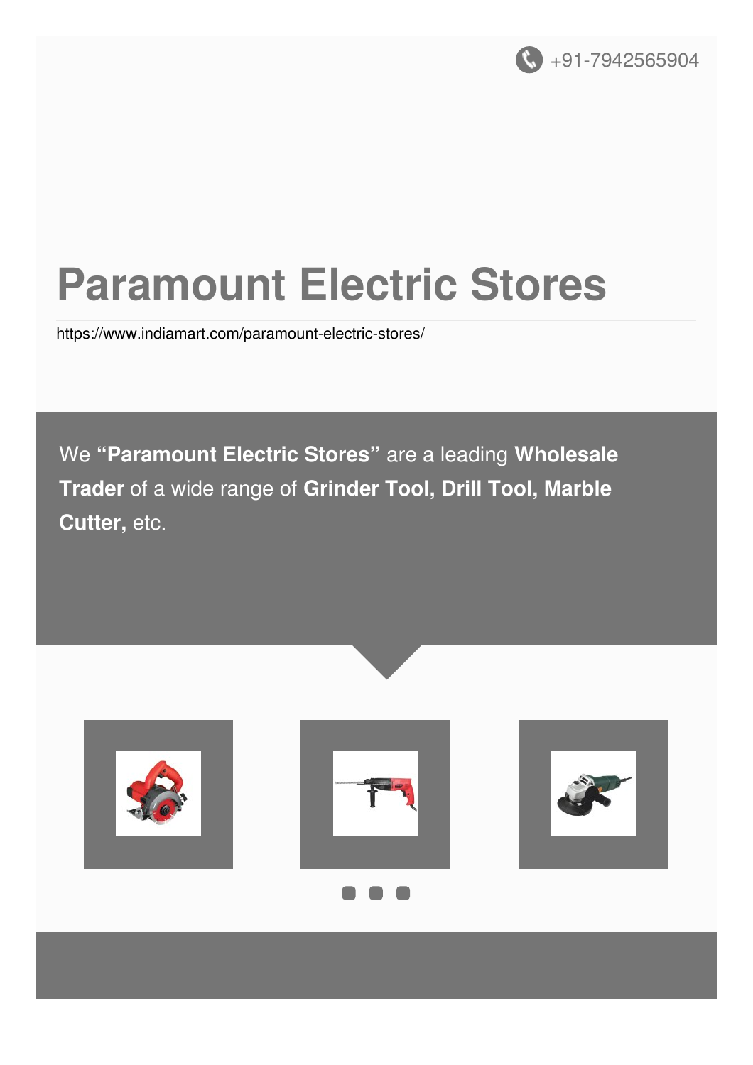+91-7942565904

# Paramount Electric Stores

https://www.indiamart.com/paramount-electric-stores/

We **"Paramount Electric Stores"** are a leading **Wholesale Trader** of a wide range of **Grinder Tool, Drill Tool, Marble Cutter,** etc.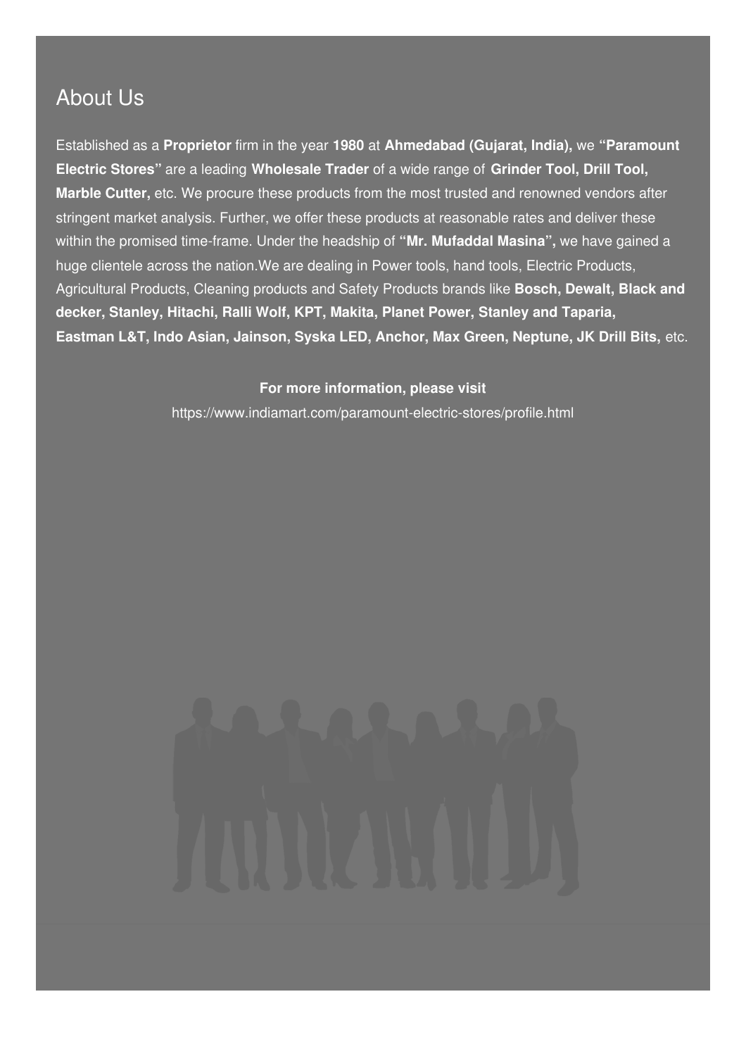## About Us

Established as a **Proprietor** firm in the year **1980** at **Ahmedabad (Gujarat, India),** we **"Paramount Electric Stores"** are a leading **Wholesale Trader** of a wide range of **Grinder Tool, Drill Tool, Marble Cutter,** etc. We procure these products from the most trusted and renowned vendors after stringent market analysis. Further, we offer these products at reasonable rates and deliver these within the promised time-frame. Under the headship of **"Mr. Mufaddal Masina",** we have gained a huge clientele across the nation.We are dealing in Power tools, hand tools, Electric Products, Agricultural Products, Cleaning products and Safety Products brands like **Bosch, Dewalt, Black and decker, Stanley, Hitachi, Ralli Wolf, KPT, Makita, Planet Power, Stanley and Taparia, Eastman L&T, Indo Asian, Jainson, Syska LED, Anchor, Max Green, Neptune, JK Drill Bits,** etc.

**For more information, please visit**

https://www.indiamart.com/paramount-electric-stores/profile.html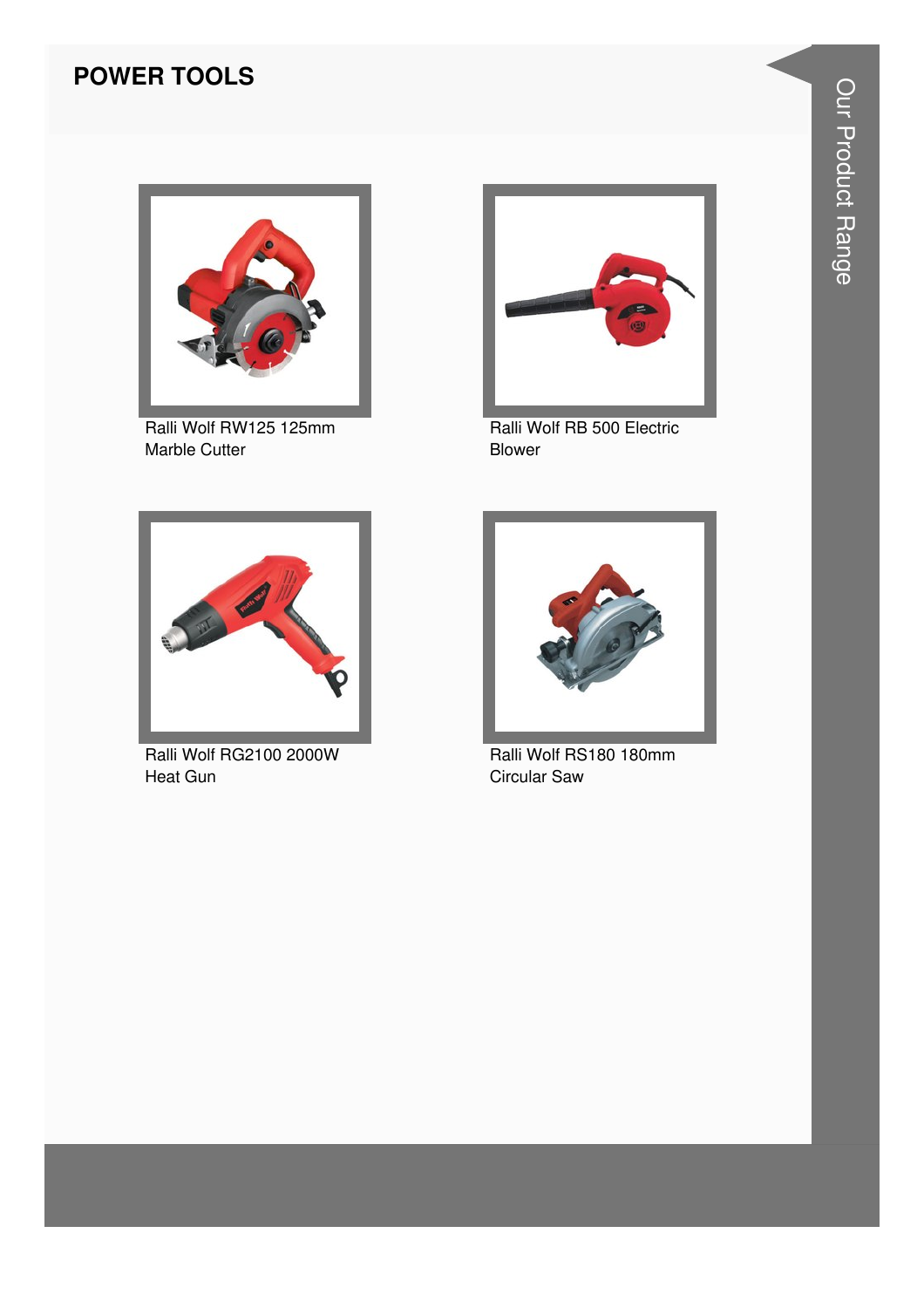## POWER TOOLS

Ralli Wolf RW125 125mm Marble Cutter

Ralli Wolf RB 500 Electric Blower

Ralli Wolf RG2100 2000W Heat Gun

Ralli Wolf RS180 180mm Circular Saw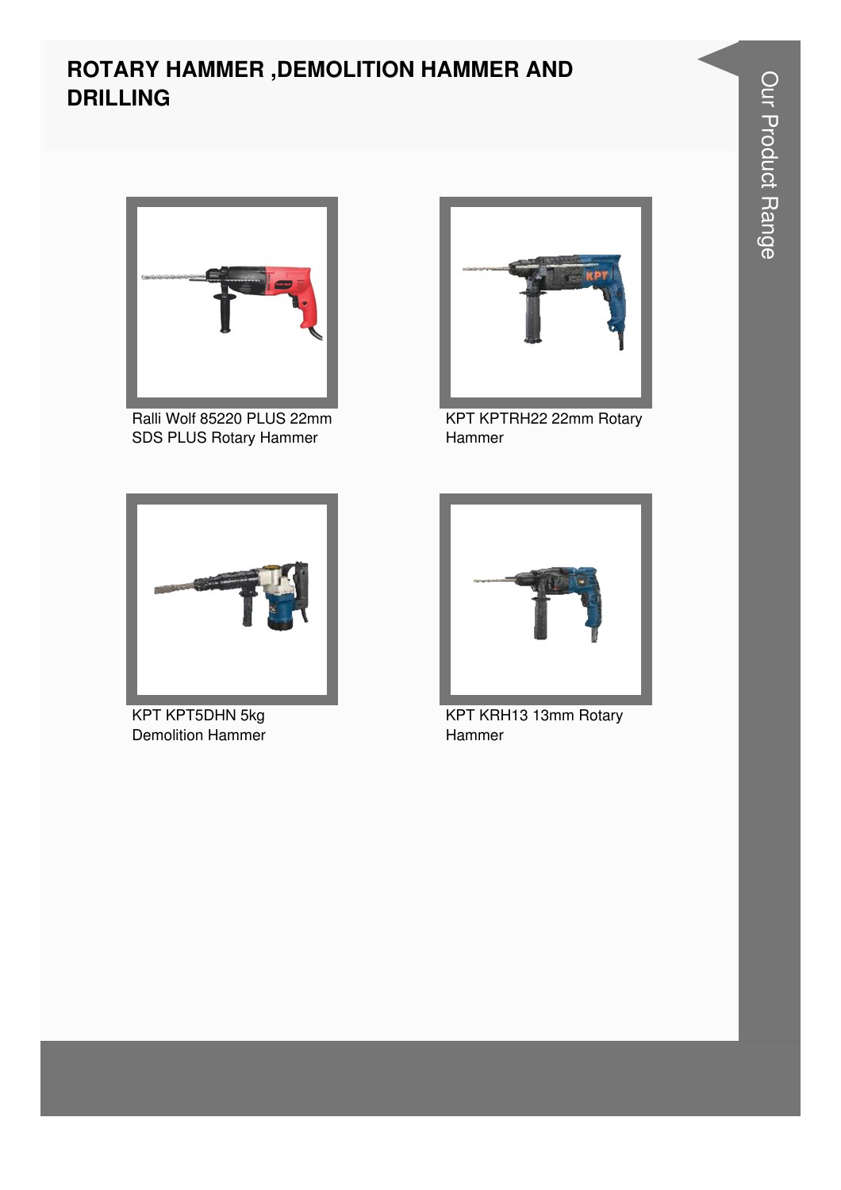# ROTARY HAMMER ,DEMOLITION HAMMER AND DRILLING

Ralli Wolf 85220 PLUS 22mm SDS PLUS Rotary Hammer

KPT KPTRH22 22mm Rotary Hammer

KPT KPT5DHN 5kg Demolition Hammer

KPT KRH13 13mm Rotary Hammer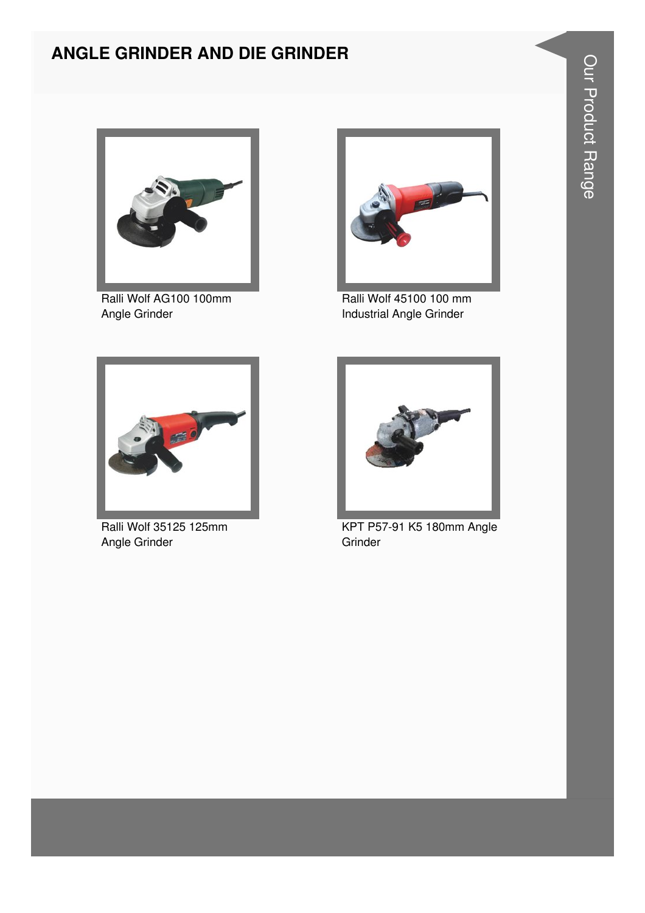# ANGLE GRINDER AND DIE GRINDER

Ralli Wolf AG100 100mm Angle Grinder

Ralli Wolf 45100 100 mm Industrial Angle Grinder

Ralli Wolf 35125 125mm Angle Grinder

KPT P57-91 K5 180mm Angle Grinder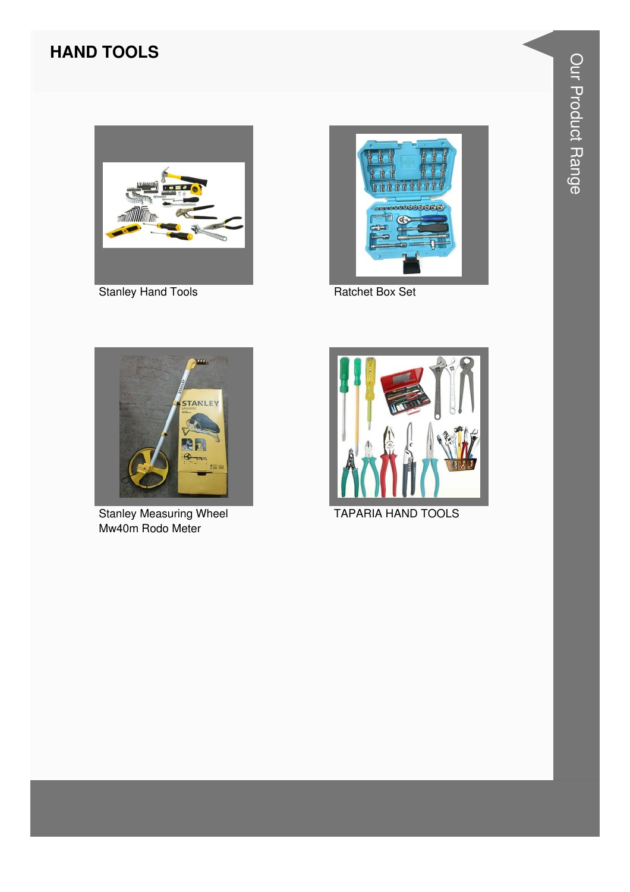## HAND TOOLS

Stanley Hand Tools

Ratchet Box Set

Stanley Measuring Wheel Mw40m Rodo Meter

TAPARIA HAND TOOLS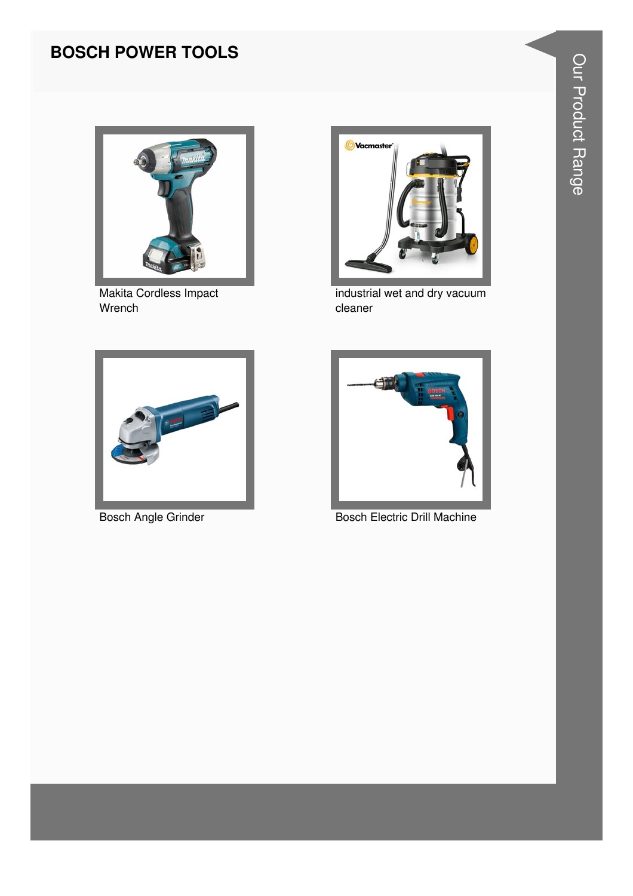## BOSCH POWER TOOLS

Makita Cordless Impact Wrench

industrial wet and dry vacuum cleaner

Bosch Angle Grinder

Bosch Electric Drill Machine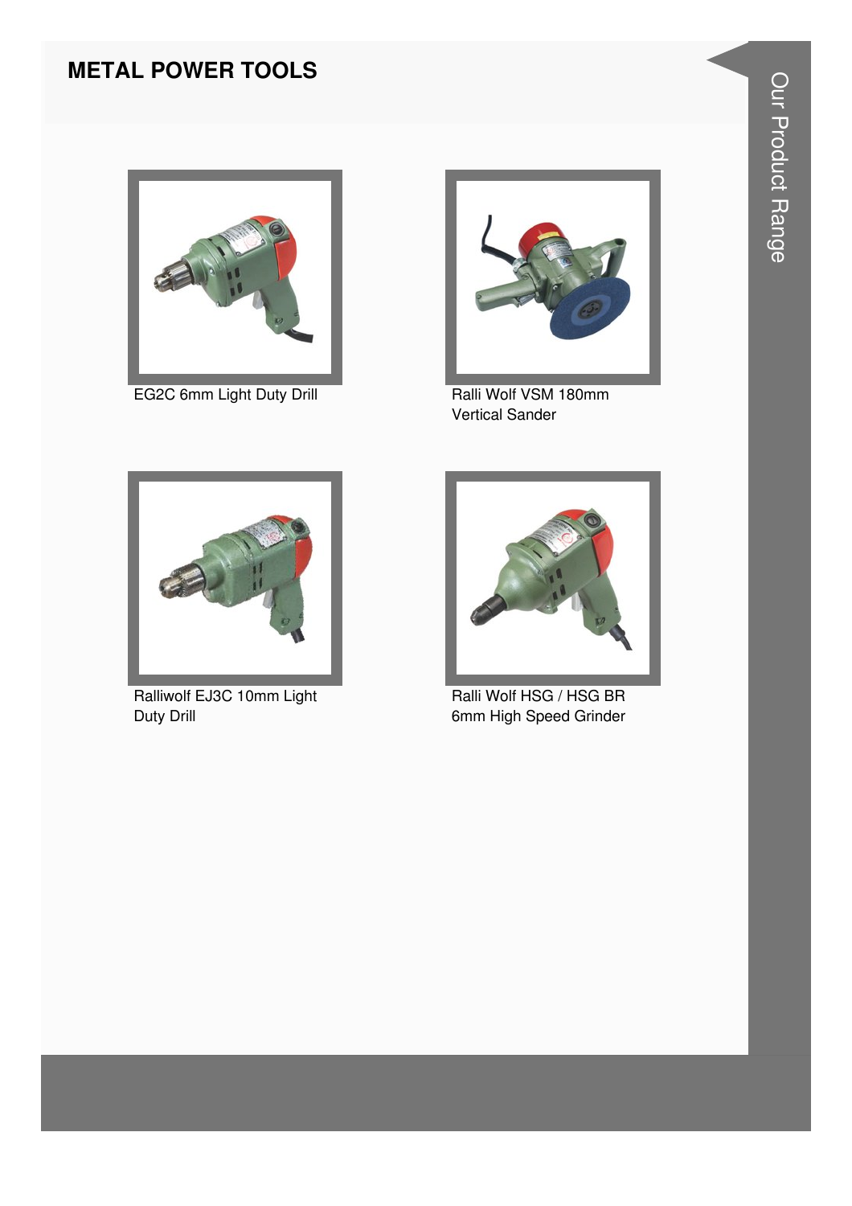# METAL POWER TOOLS

EG2C 6mm Light Duty Drill

Ralli Wolf VSM 180mm Vertical Sander

Ralliwolf EJ3C 10mm Light Duty Drill

Ralli Wolf HSG / HSG BR 6mm High Speed Grinder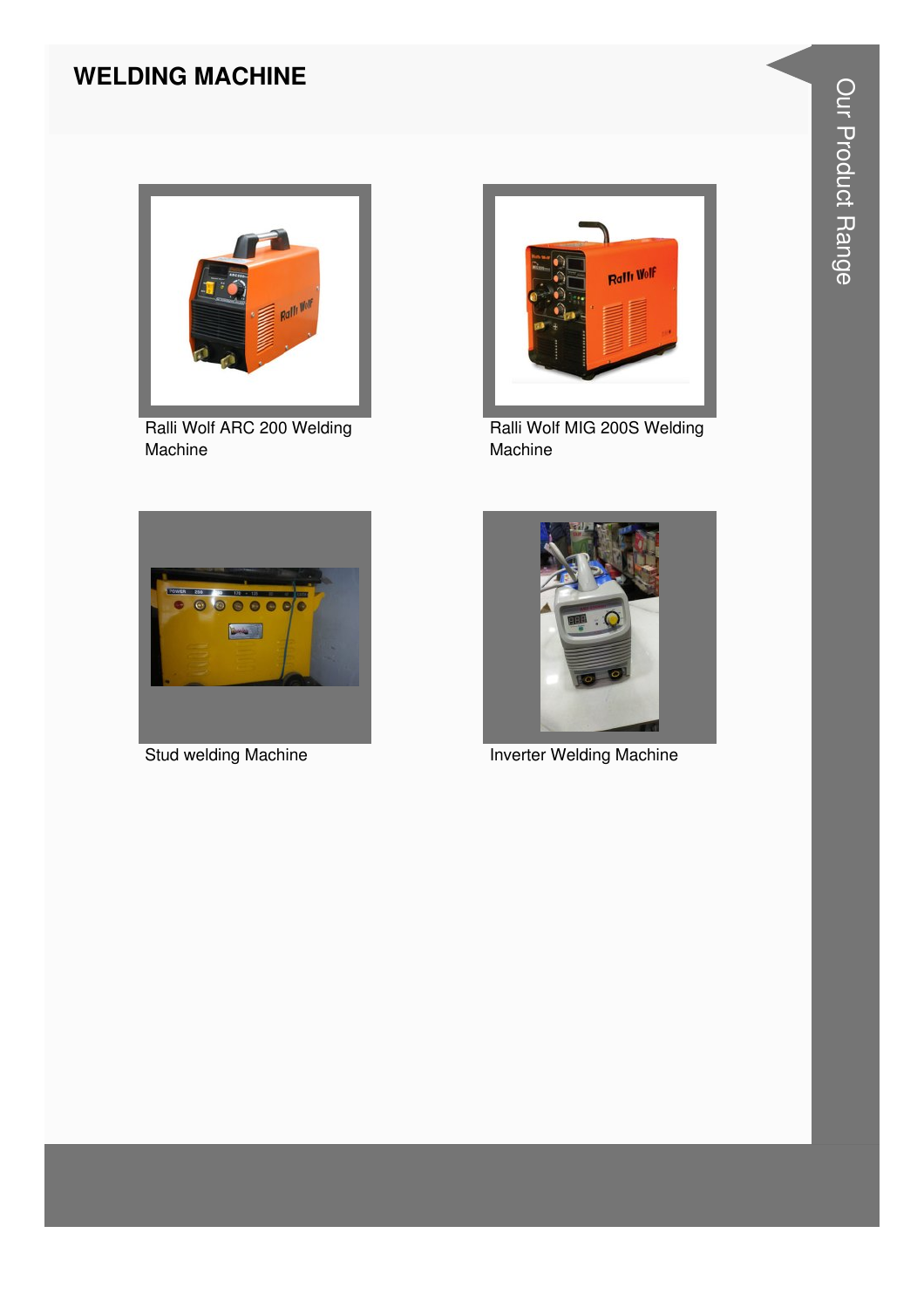## WELDING MACHINE

Ralli Wolf ARC 200 Welding Machine

Ralli Wolf MIG 200S Welding Machine

Stud welding Machine

Inverter Welding Machine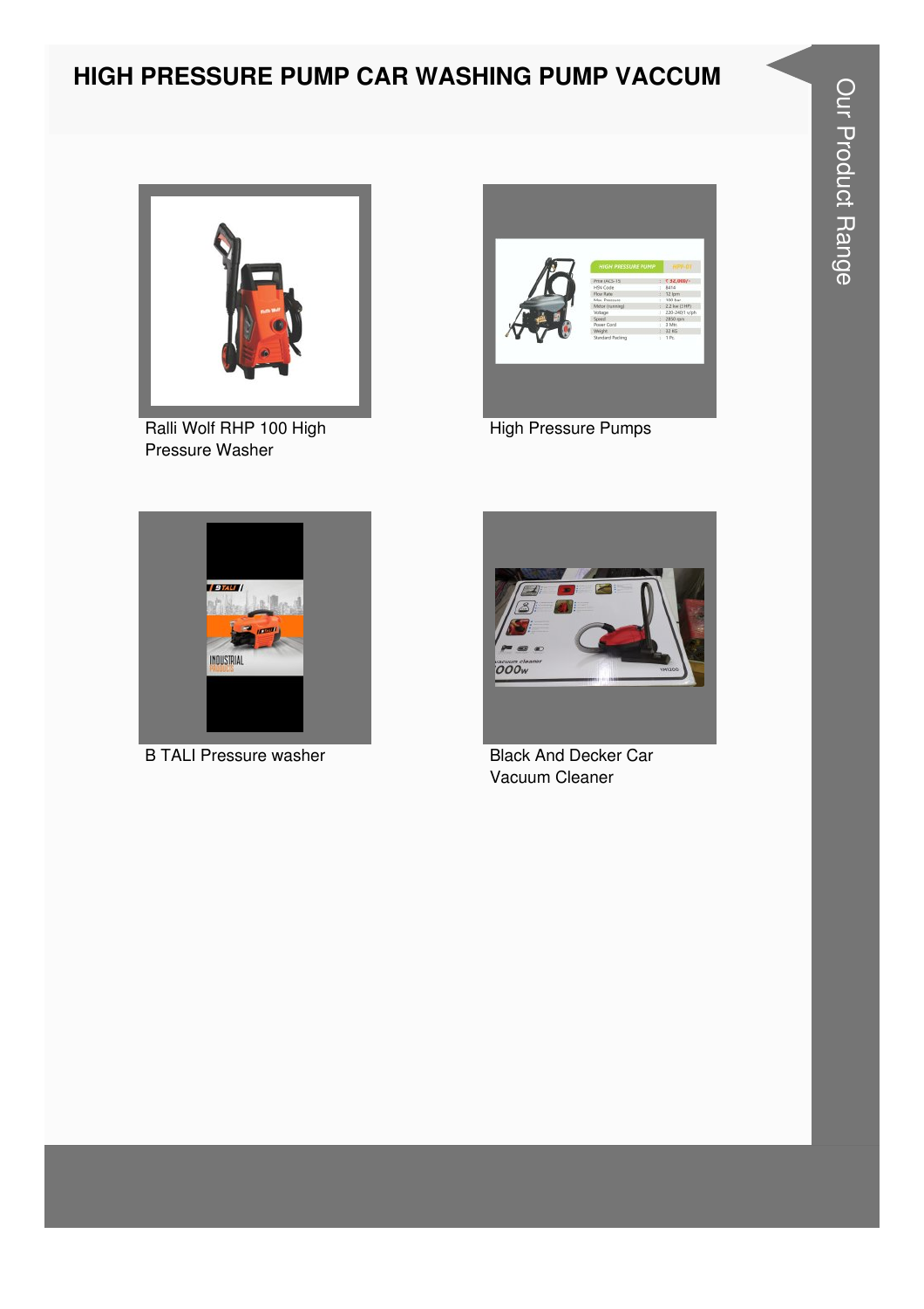# HIGH PRESSURE PUMP CAR WASHING PUMP VACCUM

Ralli Wolf RHP 100 High Pressure Washer

High Pressure Pumps

B TALI Pressure washer

Black And Decker Car Vacuum Cleaner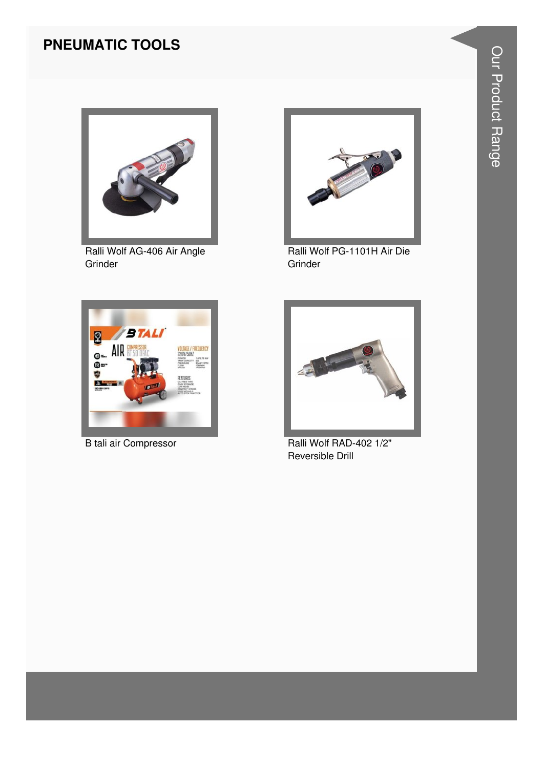## PNEUMATIC TOOLS

Ralli Wolf AG-406 Air Angle Grinder

Ralli Wolf PG-1101H Air Die Grinder

B tali air Compressor

Ralli Wolf RAD-402 1/2" Reversible Drill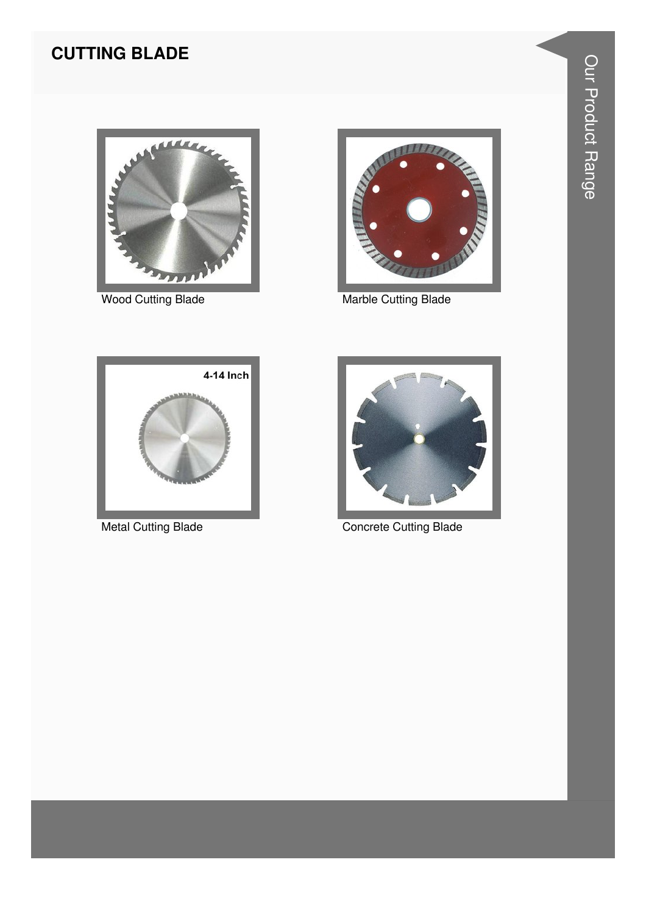# CUTTING BLADE

Wood Cutting Blade

Marble Cutting Blade

Metal Cutting Blade

Concrete Cutting Blade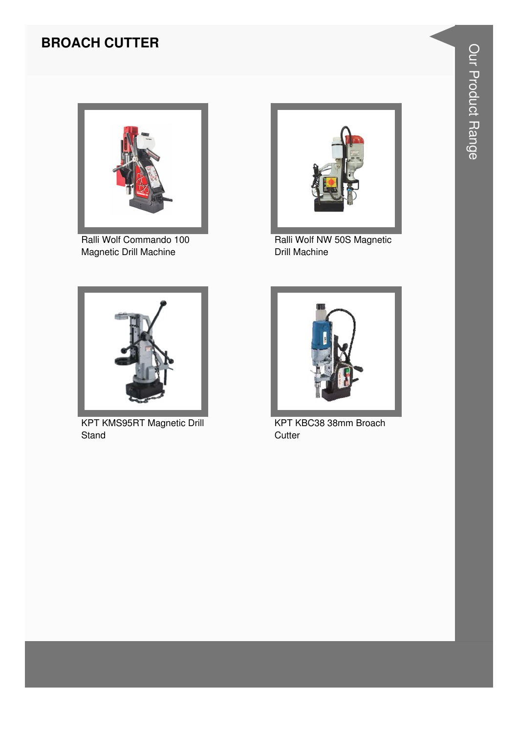## BROACH CUTTER

Ralli Wolf Commando 100 Magnetic Drill Machine

Ralli Wolf NW 50S Magnetic Drill Machine

KPT KMS95RT Magnetic Drill Stand

KPT KBC38 38mm Broach Cutter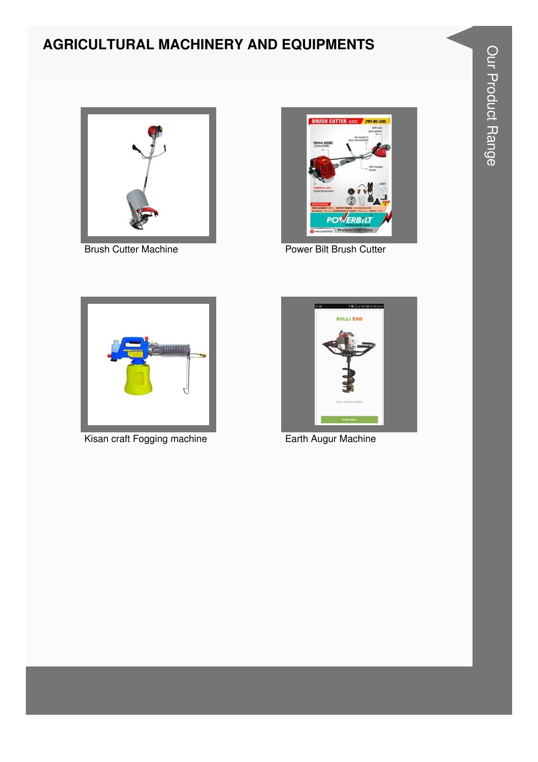# AGRICULTURAL MACHINERY AND EQUIPMENTS

Brush Cutter Machine

Power Bilt Brush Cutter

Kisan craft Fogging machine

Earth Augur Machine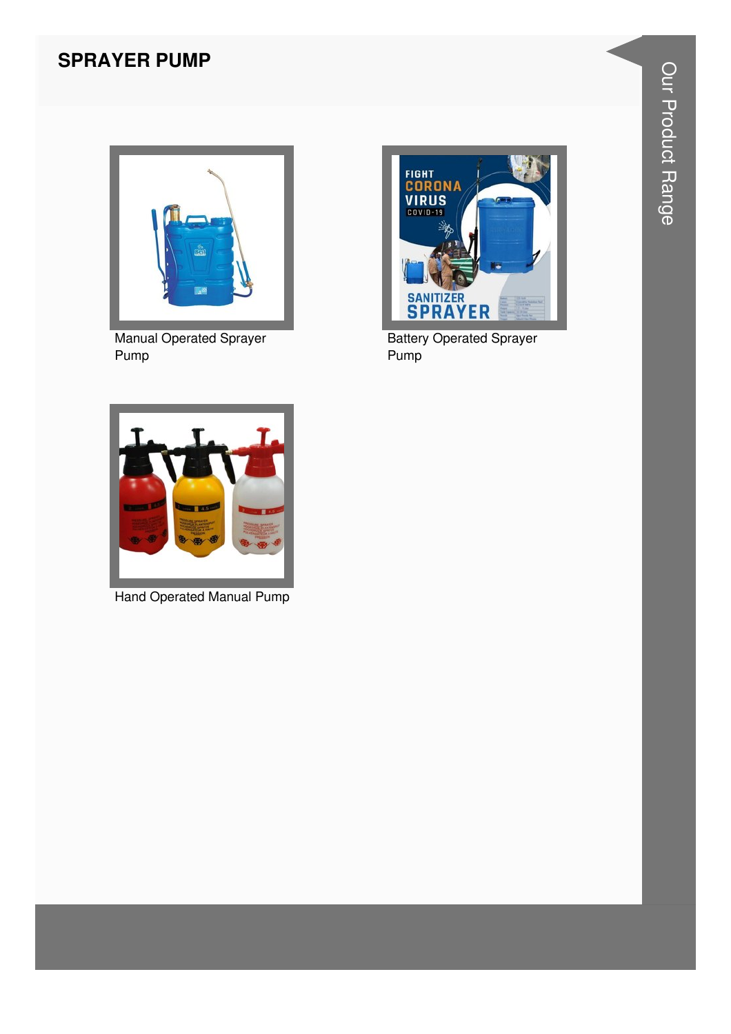## SPRAYER PUMP

Manual Operated Sprayer Pump

Battery Operated Sprayer Pump

Hand Operated Manual Pump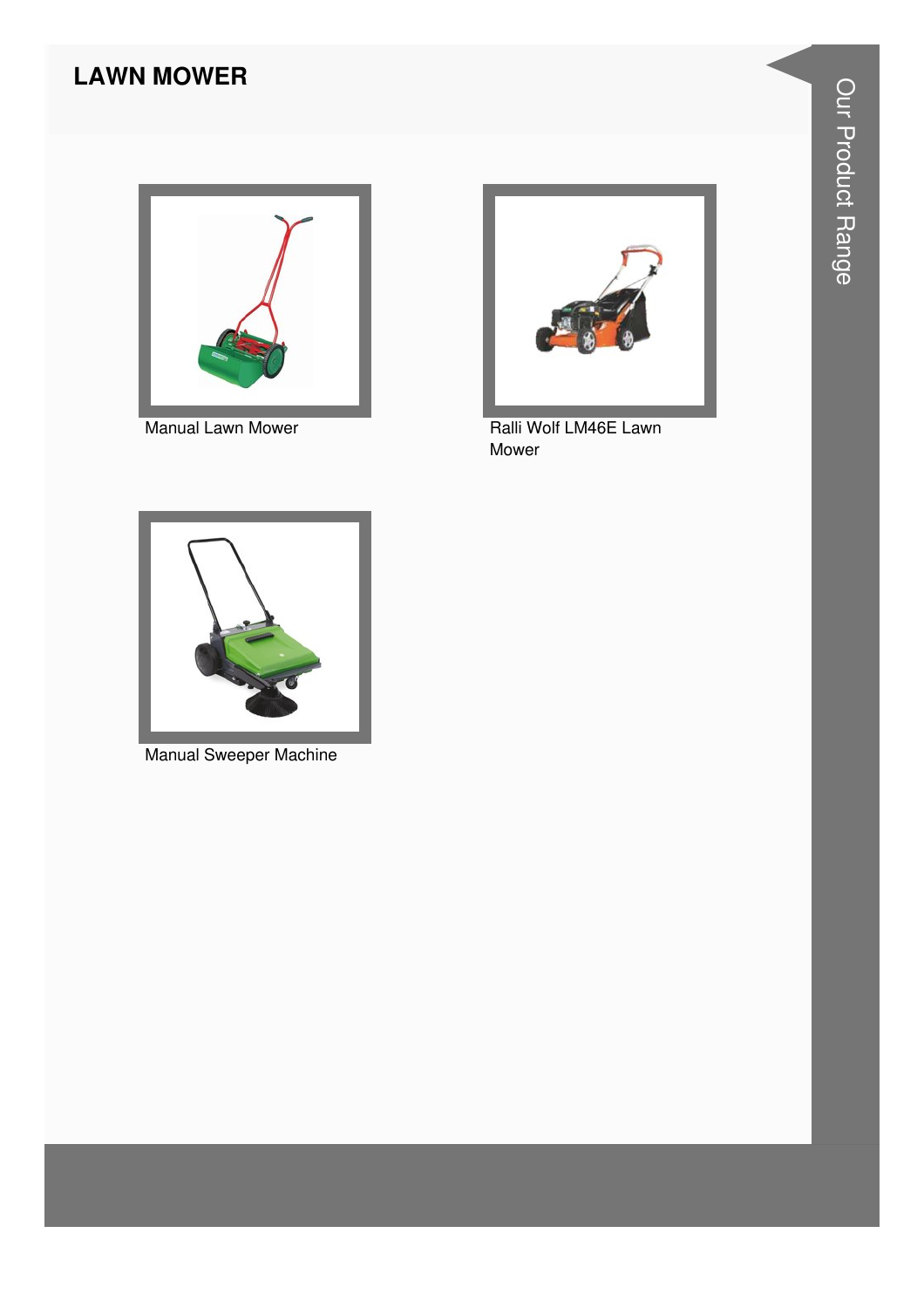## LAWN MOWER

Manual Lawn Mower

Ralli Wolf LM46E Lawn Mower

Manual Sweeper Machine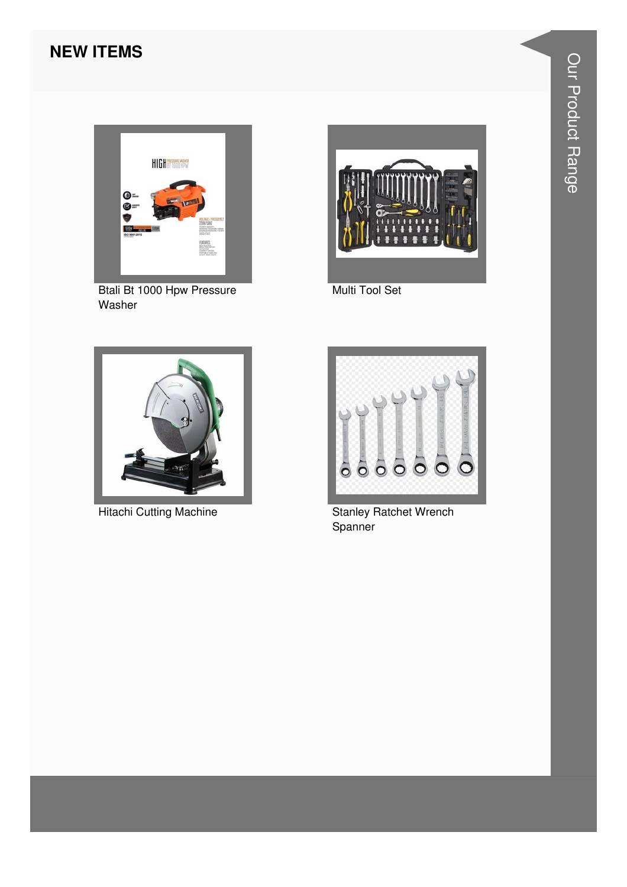## NEW ITEMS

Btali Bt 1000 Hpw Pressure Washer

Multi Tool Set

Hitachi Cutting Machine

Stanley Ratchet Wrench Spanner

Our Product Range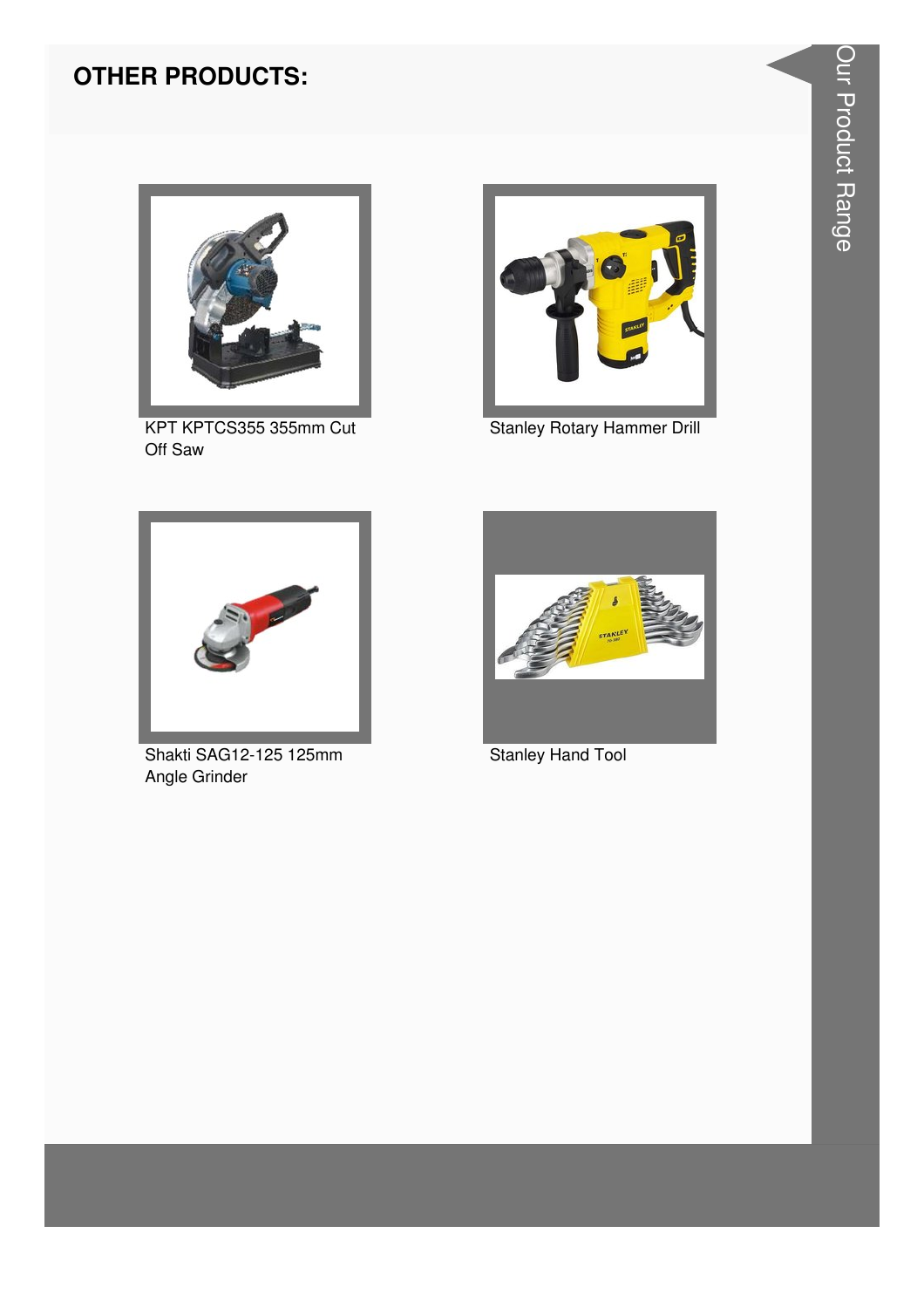## OTHER PRODUCTS:

KPT KPTCS355 355mm Cut Off Saw

Stanley Rotary Hammer Drill

Shakti SAG12-125 125mm Angle Grinder

Stanley Hand Tool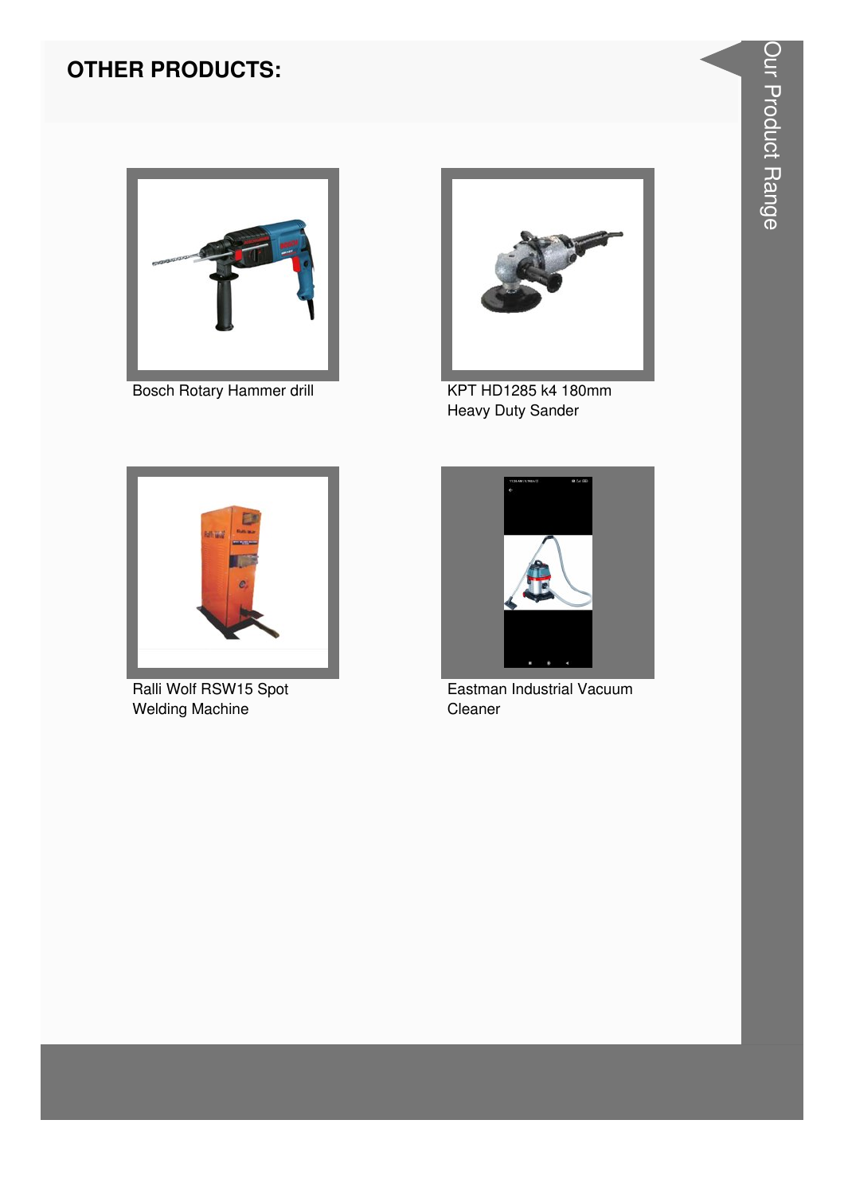## OTHER PRODUCTS:

Bosch Rotary Hammer drill

KPT HD1285 k4 180mm Heavy Duty Sander

Ralli Wolf RSW15 Spot Welding Machine

Eastman Industrial Vacuum Cleaner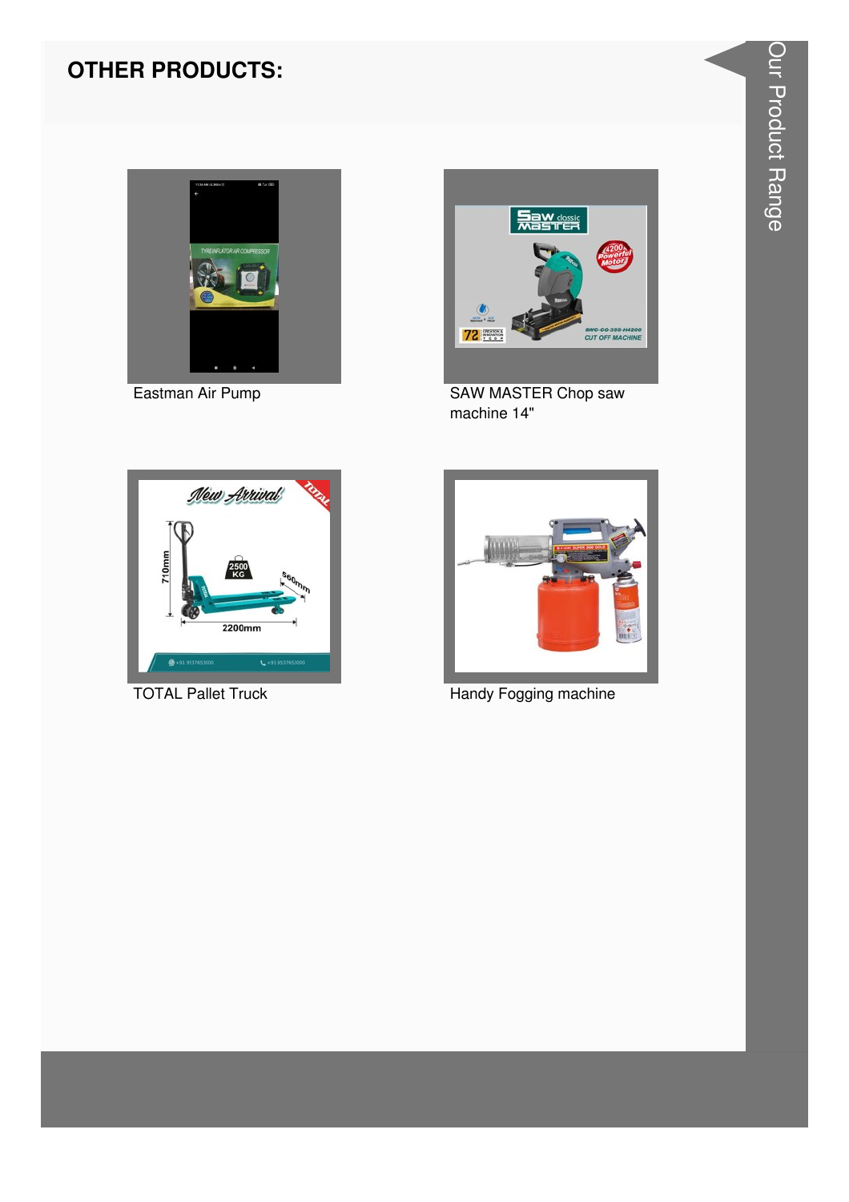## OTHER PRODUCTS:

Eastman Air Pump

SAW MASTER Chop saw machine 14"

TOTAL Pallet Truck

Handy Fogging machine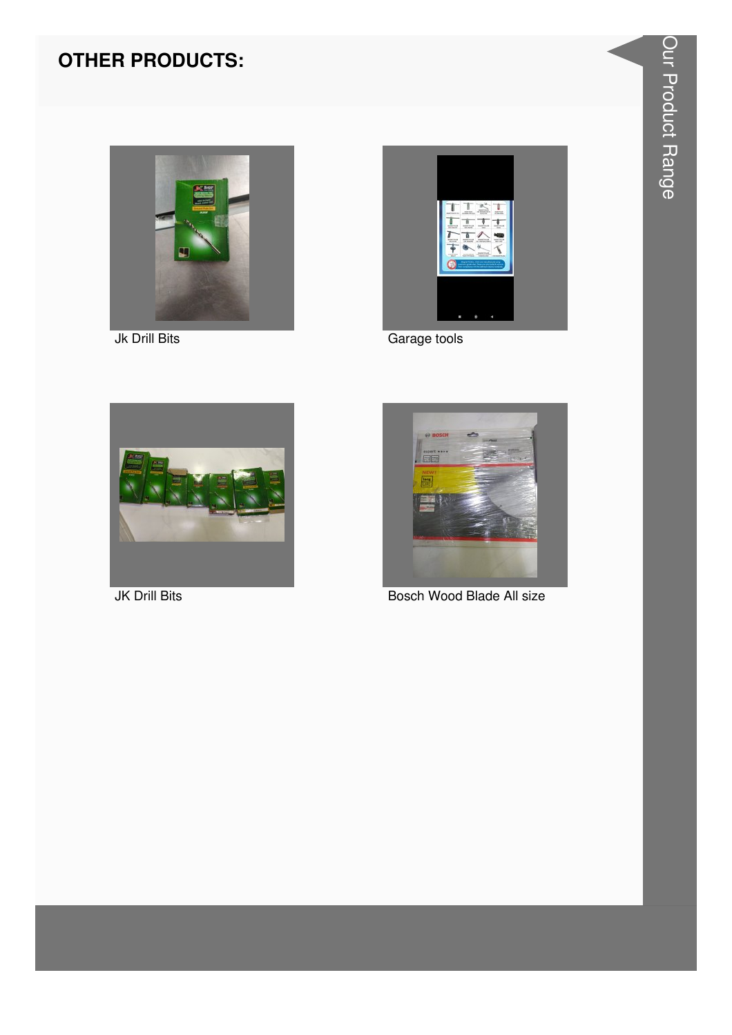## OTHER PRODUCTS:

Jk Drill Bits

Garage tools

JK Drill Bits

Bosch Wood Blade All size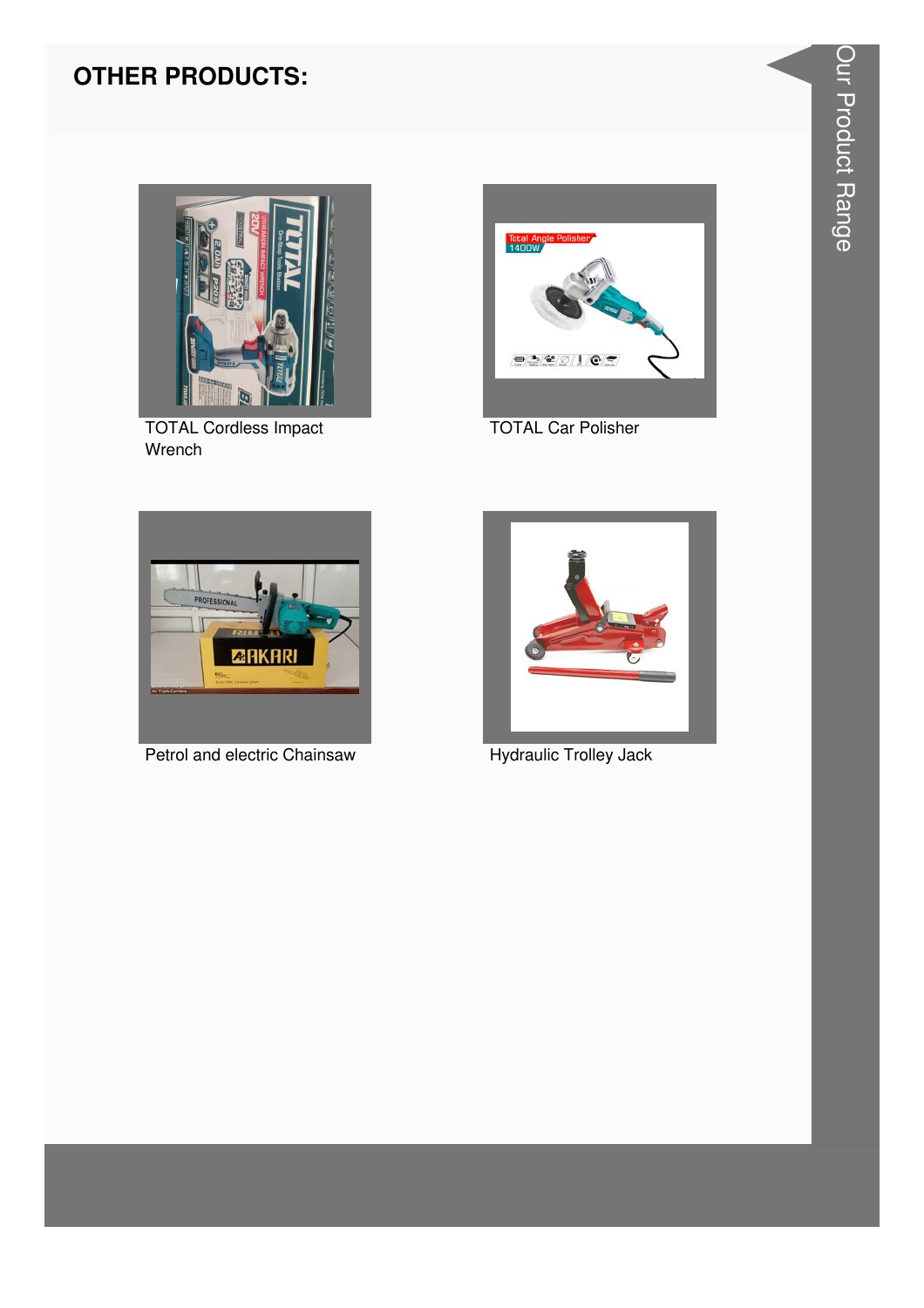## OTHER PRODUCTS:

TOTAL Cordless Impact Wrench

TOTAL Car Polisher

Petrol and electric Chainsaw

Hydraulic Trolley Jack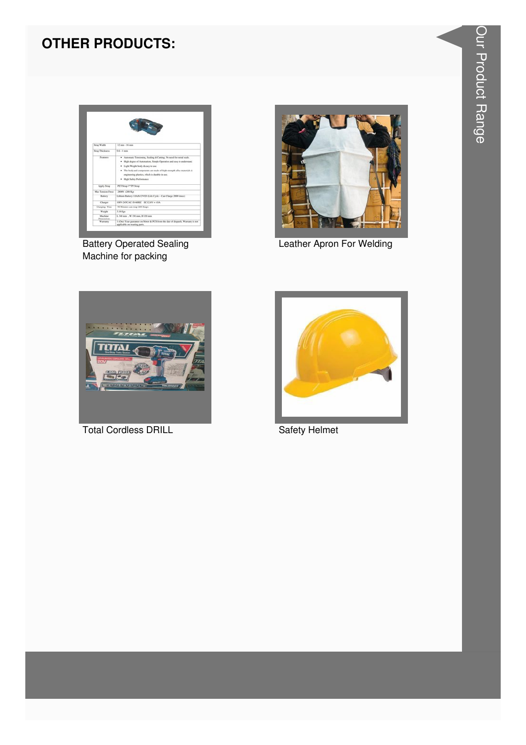## OTHER PRODUCTS:

Battery Operated Sealing Machine for packing

Leather Apron For Welding

Total Cordless DRILL

Safety Helmet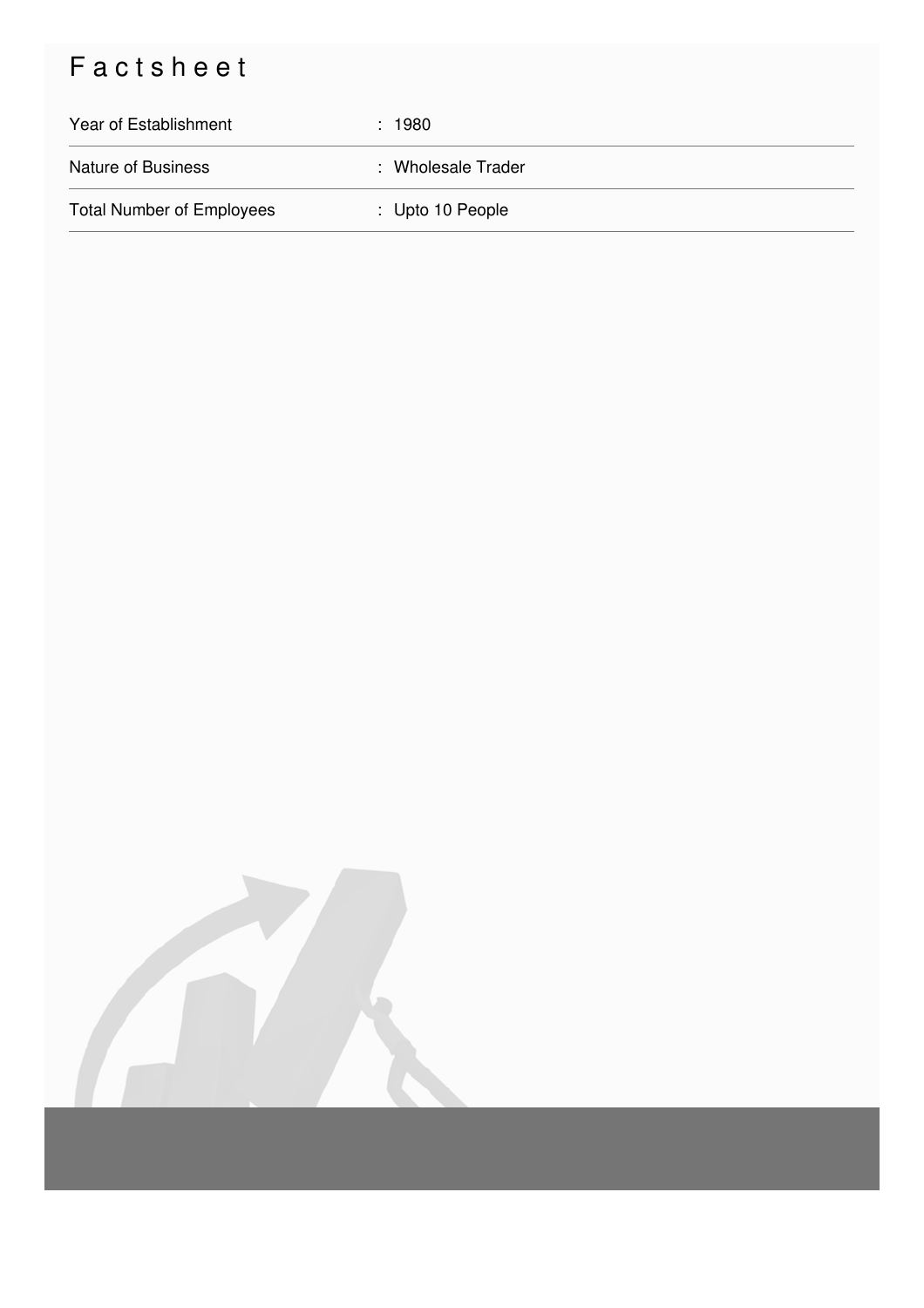# Factsheet

| | |
|---|---|
| Year of Establishment | : 1980 |
| Nature of Business | : Wholesale Trader |
| Total Number of Employees | : Upto 10 People |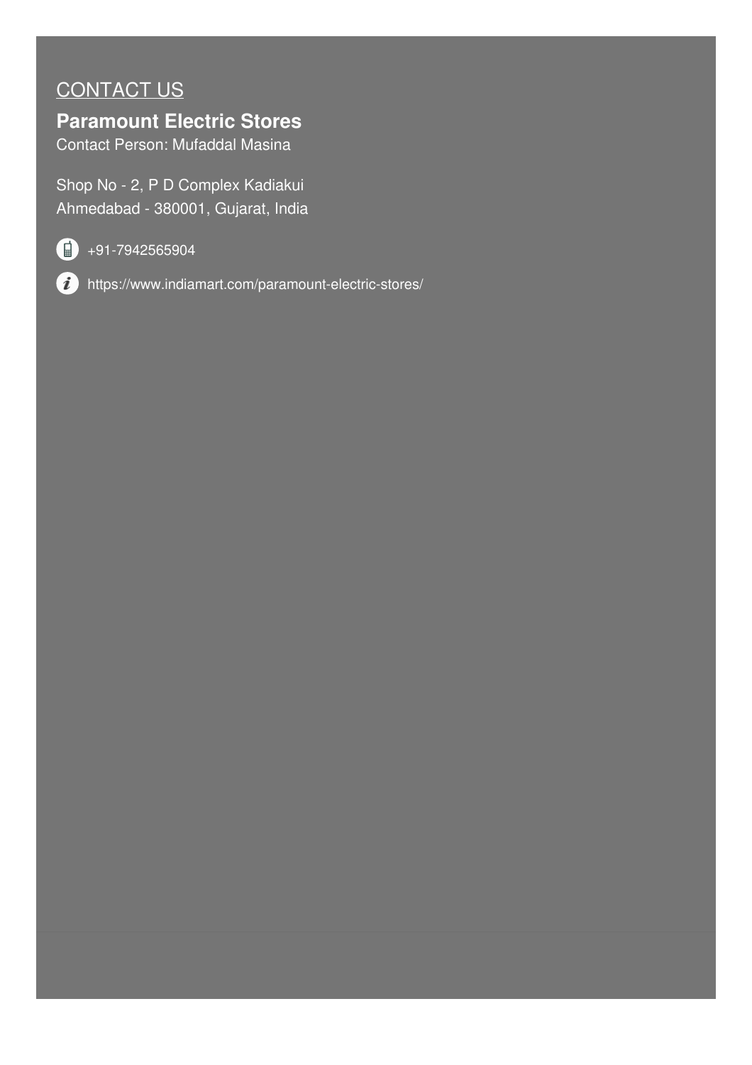## CONTACT US

### Paramount Electric Stores

Contact Person: Mufaddal Masina

Shop No - 2, P D Complex Kadiakui
Ahmedabad - 380001, Gujarat, India

+91-7942565904

https://www.indiamart.com/paramount-electric-stores/